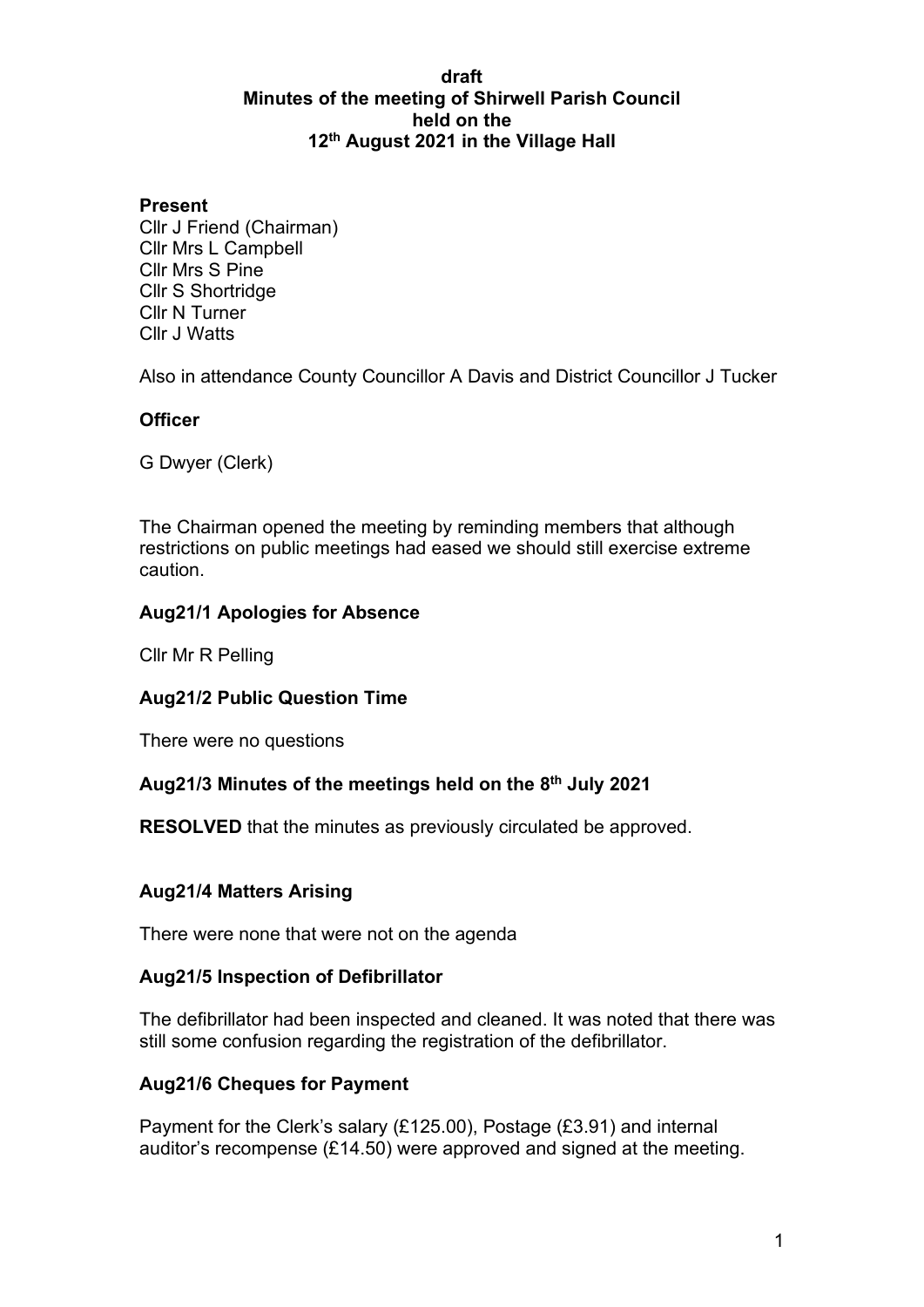**draft**
**Minutes of the meeting of Shirwell Parish Council**
**held on the**
**12th August 2021 in the Village Hall**

**Present**

Cllr J Friend (Chairman)
Cllr Mrs L Campbell
Cllr Mrs S Pine
Cllr S Shortridge
Cllr N Turner
Cllr J Watts

Also in attendance County Councillor A Davis and District Councillor J Tucker

**Officer**

G Dwyer (Clerk)

The Chairman opened the meeting by reminding members that although restrictions on public meetings had eased we should still exercise extreme caution.

**Aug21/1 Apologies for Absence**

Cllr Mr R Pelling

**Aug21/2 Public Question Time**

There were no questions

**Aug21/3 Minutes of the meetings held on the 8th July 2021**

**RESOLVED** that the minutes as previously circulated be approved.

**Aug21/4 Matters Arising**

There were none that were not on the agenda

**Aug21/5 Inspection of Defibrillator**

The defibrillator had been inspected and cleaned. It was noted that there was still some confusion regarding the registration of the defibrillator.

**Aug21/6 Cheques for Payment**

Payment for the Clerk's salary (£125.00), Postage (£3.91) and internal auditor's recompense (£14.50) were approved and signed at the meeting.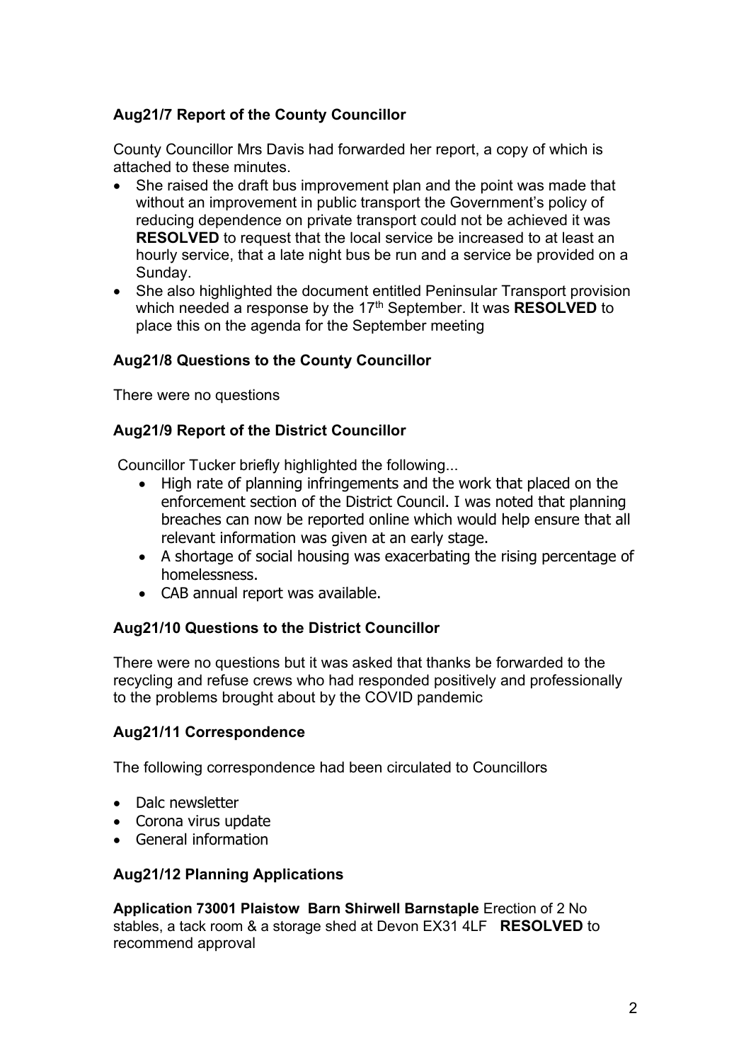### Aug21/7 Report of the County Councillor

County Councillor Mrs Davis had forwarded her report, a copy of which is attached to these minutes.

- She raised the draft bus improvement plan and the point was made that without an improvement in public transport the Government's policy of reducing dependence on private transport could not be achieved it was **RESOLVED** to request that the local service be increased to at least an hourly service, that a late night bus be run and a service be provided on a Sunday.
- She also highlighted the document entitled Peninsular Transport provision which needed a response by the 17th September. It was **RESOLVED** to place this on the agenda for the September meeting

### Aug21/8 Questions to the County Councillor

There were no questions

### Aug21/9 Report of the District Councillor

Councillor Tucker briefly highlighted the following...

- High rate of planning infringements and the work that placed on the enforcement section of the District Council. I was noted that planning breaches can now be reported online which would help ensure that all relevant information was given at an early stage.
- A shortage of social housing was exacerbating the rising percentage of homelessness.
- CAB annual report was available.

### Aug21/10 Questions to the District Councillor

There were no questions but it was asked that thanks be forwarded to the recycling and refuse crews who had responded positively and professionally to the problems brought about by the COVID pandemic

### Aug21/11 Correspondence

The following correspondence had been circulated to Councillors

- Dalc newsletter
- Corona virus update
- General information

### Aug21/12 Planning Applications

**Application 73001 Plaistow Barn Shirwell Barnstaple** Erection of 2 No stables, a tack room & a storage shed at Devon EX31 4LF **RESOLVED** to recommend approval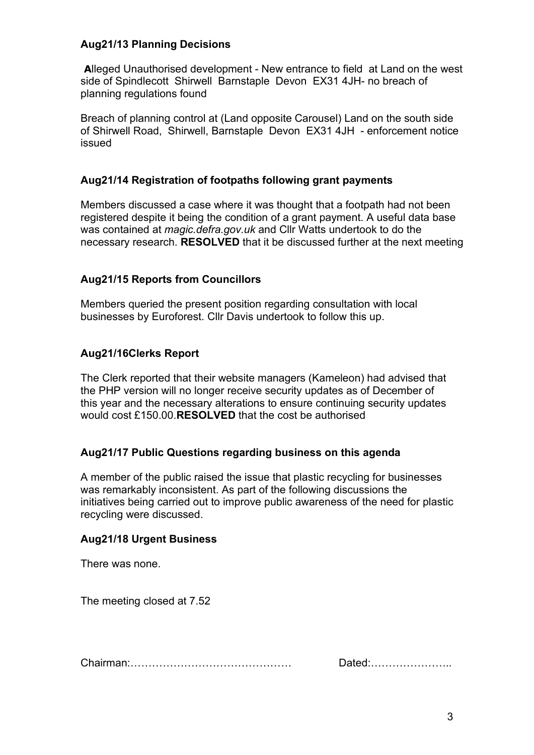**Aug21/13 Planning Decisions**

Alleged Unauthorised development - New entrance to field at Land on the west side of Spindlecott Shirwell Barnstaple Devon EX31 4JH- no breach of planning regulations found

Breach of planning control at (Land opposite Carousel) Land on the south side of Shirwell Road, Shirwell, Barnstaple Devon EX31 4JH - enforcement notice issued

**Aug21/14 Registration of footpaths following grant payments**

Members discussed a case where it was thought that a footpath had not been registered despite it being the condition of a grant payment. A useful data base was contained at *magic.defra.gov.uk* and Cllr Watts undertook to do the necessary research. **RESOLVED** that it be discussed further at the next meeting

**Aug21/15 Reports from Councillors**

Members queried the present position regarding consultation with local businesses by Euroforest. Cllr Davis undertook to follow this up.

**Aug21/16Clerks Report**

The Clerk reported that their website managers (Kameleon) had advised that the PHP version will no longer receive security updates as of December of this year and the necessary alterations to ensure continuing security updates would cost £150.00.**RESOLVED** that the cost be authorised

**Aug21/17 Public Questions regarding business on this agenda**

A member of the public raised the issue that plastic recycling for businesses was remarkably inconsistent. As part of the following discussions the initiatives being carried out to improve public awareness of the need for plastic recycling were discussed.

**Aug21/18 Urgent Business**

There was none.

The meeting closed at 7.52

Chairman:……………………………………… Dated:…………………..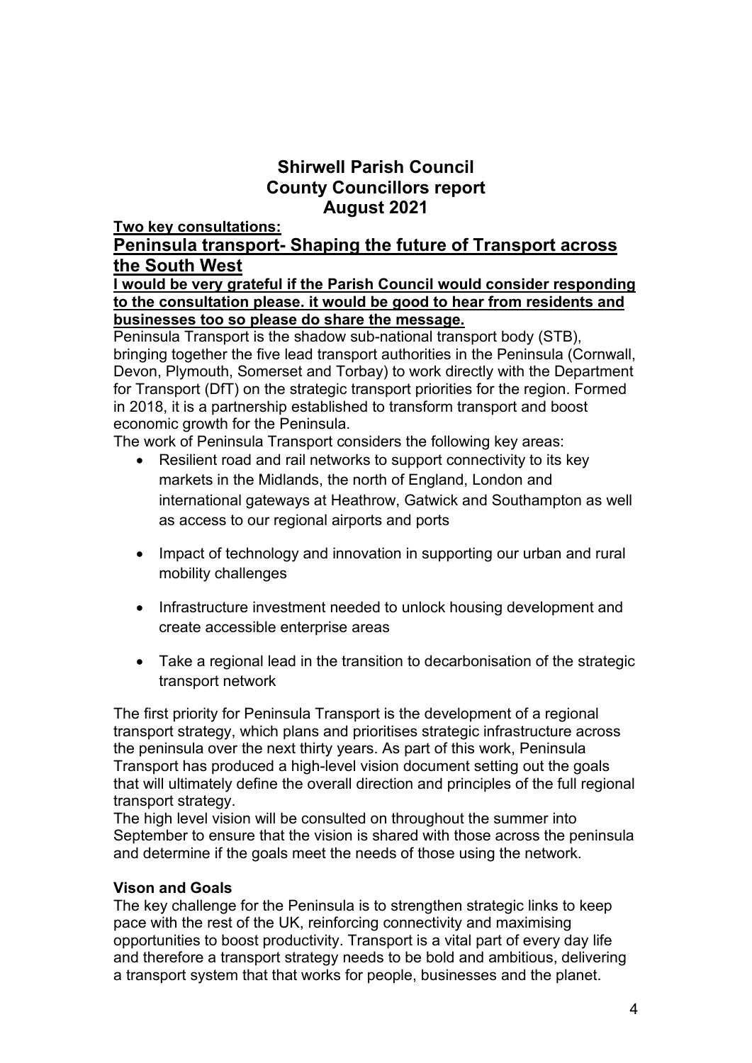# Shirwell Parish Council
# County Councillors report
# August 2021

**Two key consultations:**

## Peninsula transport- Shaping the future of Transport across the South West

**I would be very grateful if the Parish Council would consider responding to the consultation please. it would be good to hear from residents and businesses too so please do share the message.**

Peninsula Transport is the shadow sub-national transport body (STB), bringing together the five lead transport authorities in the Peninsula (Cornwall, Devon, Plymouth, Somerset and Torbay) to work directly with the Department for Transport (DfT) on the strategic transport priorities for the region. Formed in 2018, it is a partnership established to transform transport and boost economic growth for the Peninsula.

The work of Peninsula Transport considers the following key areas:

- Resilient road and rail networks to support connectivity to its key markets in the Midlands, the north of England, London and international gateways at Heathrow, Gatwick and Southampton as well as access to our regional airports and ports
- Impact of technology and innovation in supporting our urban and rural mobility challenges
- Infrastructure investment needed to unlock housing development and create accessible enterprise areas
- Take a regional lead in the transition to decarbonisation of the strategic transport network

The first priority for Peninsula Transport is the development of a regional transport strategy, which plans and prioritises strategic infrastructure across the peninsula over the next thirty years. As part of this work, Peninsula Transport has produced a high-level vision document setting out the goals that will ultimately define the overall direction and principles of the full regional transport strategy.

The high level vision will be consulted on throughout the summer into September to ensure that the vision is shared with those across the peninsula and determine if the goals meet the needs of those using the network.

**Vison and Goals**

The key challenge for the Peninsula is to strengthen strategic links to keep pace with the rest of the UK, reinforcing connectivity and maximising opportunities to boost productivity. Transport is a vital part of every day life and therefore a transport strategy needs to be bold and ambitious, delivering a transport system that that works for people, businesses and the planet.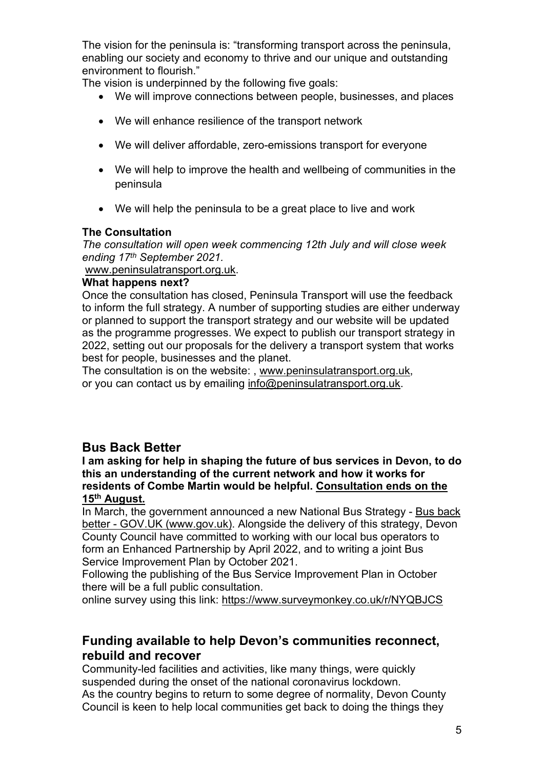The vision for the peninsula is: "transforming transport across the peninsula, enabling our society and economy to thrive and our unique and outstanding environment to flourish."

The vision is underpinned by the following five goals:

- We will improve connections between people, businesses, and places
- We will enhance resilience of the transport network
- We will deliver affordable, zero-emissions transport for everyone
- We will help to improve the health and wellbeing of communities in the peninsula
- We will help the peninsula to be a great place to live and work

**The Consultation**

*The consultation will open week commencing 12th July and will close week ending 17th September 2021.*

www.peninsulatransport.org.uk.

**What happens next?**

Once the consultation has closed, Peninsula Transport will use the feedback to inform the full strategy. A number of supporting studies are either underway or planned to support the transport strategy and our website will be updated as the programme progresses. We expect to publish our transport strategy in 2022, setting out our proposals for the delivery a transport system that works best for people, businesses and the planet.

The consultation is on the website: , www.peninsulatransport.org.uk, or you can contact us by emailing info@peninsulatransport.org.uk.

## Bus Back Better

**I am asking for help in shaping the future of bus services in Devon, to do this an understanding of the current network and how it works for residents of Combe Martin would be helpful. Consultation ends on the 15th August.**

In March, the government announced a new National Bus Strategy - Bus back better - GOV.UK (www.gov.uk). Alongside the delivery of this strategy, Devon County Council have committed to working with our local bus operators to form an Enhanced Partnership by April 2022, and to writing a joint Bus Service Improvement Plan by October 2021.

Following the publishing of the Bus Service Improvement Plan in October there will be a full public consultation.

online survey using this link: https://www.surveymonkey.co.uk/r/NYQBJCS

## Funding available to help Devon's communities reconnect, rebuild and recover

Community-led facilities and activities, like many things, were quickly suspended during the onset of the national coronavirus lockdown.

As the country begins to return to some degree of normality, Devon County Council is keen to help local communities get back to doing the things they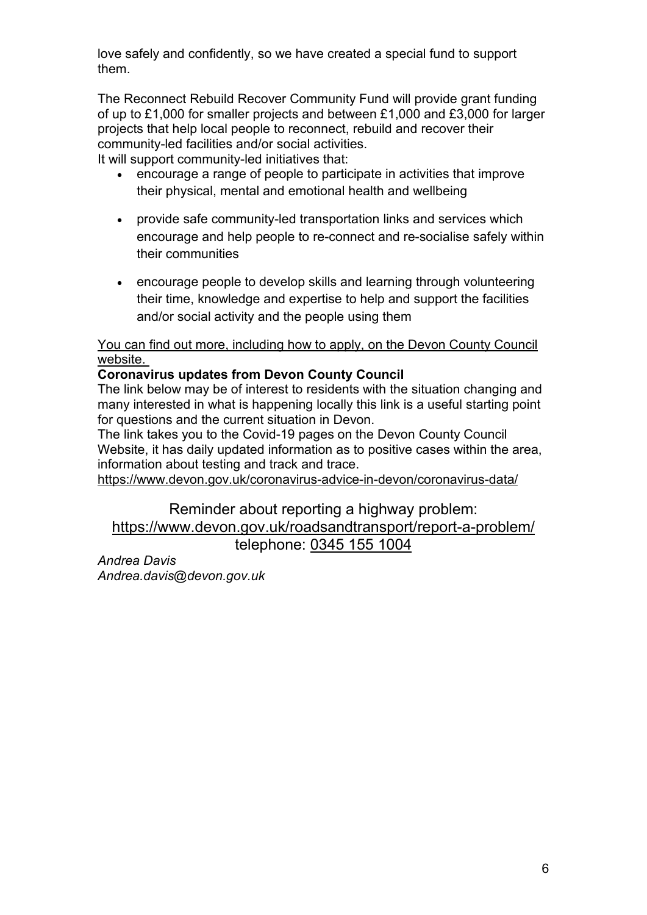love safely and confidently, so we have created a special fund to support them.

The Reconnect Rebuild Recover Community Fund will provide grant funding of up to £1,000 for smaller projects and between £1,000 and £3,000 for larger projects that help local people to reconnect, rebuild and recover their community-led facilities and/or social activities.
It will support community-led initiatives that:

- encourage a range of people to participate in activities that improve their physical, mental and emotional health and wellbeing
- provide safe community-led transportation links and services which encourage and help people to re-connect and re-socialise safely within their communities
- encourage people to develop skills and learning through volunteering their time, knowledge and expertise to help and support the facilities and/or social activity and the people using them

You can find out more, including how to apply, on the Devon County Council website.

**Coronavirus updates from Devon County Council**

The link below may be of interest to residents with the situation changing and many interested in what is happening locally this link is a useful starting point for questions and the current situation in Devon.
The link takes you to the Covid-19 pages on the Devon County Council Website, it has daily updated information as to positive cases within the area, information about testing and track and trace.
https://www.devon.gov.uk/coronavirus-advice-in-devon/coronavirus-data/

Reminder about reporting a highway problem:
https://www.devon.gov.uk/roadsandtransport/report-a-problem/
telephone: 0345 155 1004

*Andrea Davis*
*Andrea.davis@devon.gov.uk*